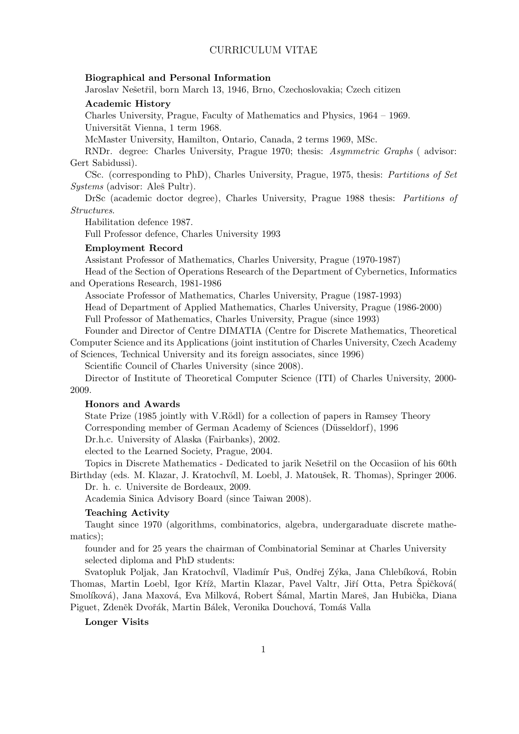# CURRICULUM VITAE

### Biographical and Personal Information

Jaroslav Nešetřil, born March 13, 1946, Brno, Czechoslovakia; Czech citizen

### Academic History

Charles University, Prague, Faculty of Mathematics and Physics, 1964 – 1969.

Universität Vienna, 1 term 1968.

McMaster University, Hamilton, Ontario, Canada, 2 terms 1969, MSc.

RNDr. degree: Charles University, Prague 1970; thesis: *Asymmetric Graphs* ( advisor: Gert Sabidussi).

CSc. (corresponding to PhD), Charles University, Prague, 1975, thesis: *Partitions of Set Systems* (advisor: Aleš Pultr).

DrSc (academic doctor degree), Charles University, Prague 1988 thesis: *Partitions of Structures.*

Habilitation defence 1987.

Full Professor defence, Charles University 1993

### Employment Record

Assistant Professor of Mathematics, Charles University, Prague (1970-1987)

Head of the Section of Operations Research of the Department of Cybernetics, Informatics and Operations Research, 1981-1986

Associate Professor of Mathematics, Charles University, Prague (1987-1993)

Head of Department of Applied Mathematics, Charles University, Prague (1986-2000)

Full Professor of Mathematics, Charles University, Prague (since 1993)

Founder and Director of Centre DIMATIA (Centre for Discrete Mathematics, Theoretical Computer Science and its Applications (joint institution of Charles University, Czech Academy of Sciences, Technical University and its foreign associates, since 1996)

Scientific Council of Charles University (since 2008).

Director of Institute of Theoretical Computer Science (ITI) of Charles University, 2000-2009.

### Honors and Awards

State Prize (1985 jointly with V.Rödl) for a collection of papers in Ramsey Theory

Corresponding member of German Academy of Sciences (Düsseldorf), 1996

Dr.h.c. University of Alaska (Fairbanks), 2002.

elected to the Learned Society, Prague, 2004.

Topics in Discrete Mathematics - Dedicated to jarik Nešetřil on the Occasiion of his 60th Birthday (eds. M. Klazar, J. Kratochvíl, M. Loebl, J. Matoušek, R. Thomas), Springer 2006.

Dr. h. c. Universite de Bordeaux, 2009.

Academia Sinica Advisory Board (since Taiwan 2008).

### Teaching Activity

Taught since 1970 (algorithms, combinatorics, algebra, undergaraduate discrete mathematics);

founder and for 25 years the chairman of Combinatorial Seminar at Charles University selected diploma and PhD students:

Svatopluk Poljak, Jan Kratochvíl, Vladimír Puš, Ondřej Zýka, Jana Chlebíková, Robin Thomas, Martin Loebl, Igor Kříž, Martin Klazar, Pavel Valtr, Jiří Otta, Petra Špičková( Smolíková), Jana Maxová, Eva Milková, Robert Šámal, Martin Mareš, Jan Hubička, Diana Piguet, Zdeněk Dvořák, Martin Bálek, Veronika Douchová, Tomáš Valla

### Longer Visits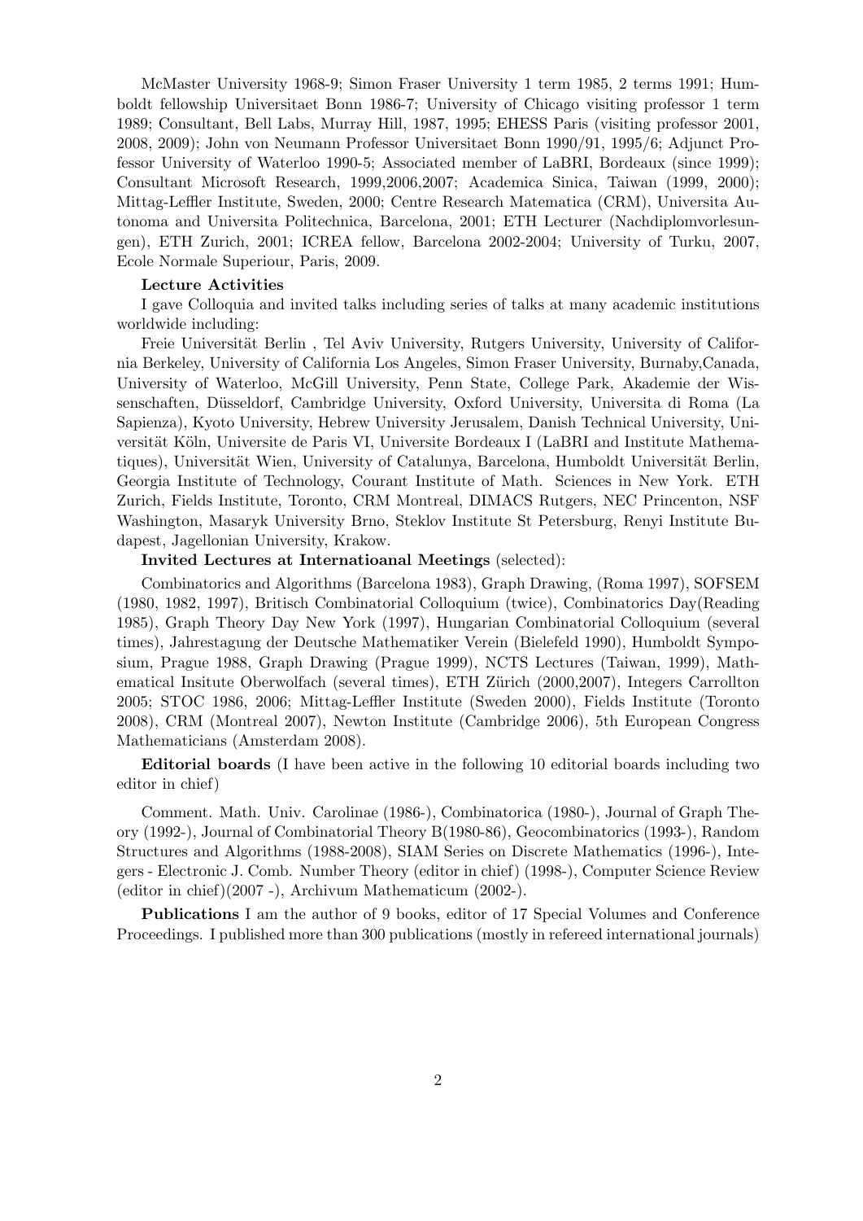McMaster University 1968-9; Simon Fraser University 1 term 1985, 2 terms 1991; Humboldt fellowship Universitaet Bonn 1986-7; University of Chicago visiting professor 1 term 1989; Consultant, Bell Labs, Murray Hill, 1987, 1995; EHESS Paris (visiting professor 2001, 2008, 2009); John von Neumann Professor Universitaet Bonn 1990/91, 1995/6; Adjunct Professor University of Waterloo 1990-5; Associated member of LaBRI, Bordeaux (since 1999); Consultant Microsoft Research, 1999,2006,2007; Academica Sinica, Taiwan (1999, 2000); Mittag-Leffler Institute, Sweden, 2000; Centre Research Matematica (CRM), Universita Autonoma and Universita Politechnica, Barcelona, 2001; ETH Lecturer (Nachdiplomvorlesungen), ETH Zurich, 2001; ICREA fellow, Barcelona 2002-2004; University of Turku, 2007, Ecole Normale Superiour, Paris, 2009.

**Lecture Activities**

I gave Colloquia and invited talks including series of talks at many academic institutions worldwide including:

Freie Universität Berlin , Tel Aviv University, Rutgers University, University of California Berkeley, University of California Los Angeles, Simon Fraser University, Burnaby,Canada, University of Waterloo, McGill University, Penn State, College Park, Akademie der Wissenschaften, Düsseldorf, Cambridge University, Oxford University, Universita di Roma (La Sapienza), Kyoto University, Hebrew University Jerusalem, Danish Technical University, Universität Köln, Universite de Paris VI, Universite Bordeaux I (LaBRI and Institute Mathematiques), Universität Wien, University of Catalunya, Barcelona, Humboldt Universität Berlin, Georgia Institute of Technology, Courant Institute of Math. Sciences in New York. ETH Zurich, Fields Institute, Toronto, CRM Montreal, DIMACS Rutgers, NEC Princenton, NSF Washington, Masaryk University Brno, Steklov Institute St Petersburg, Renyi Institute Budapest, Jagellonian University, Krakow.

**Invited Lectures at Internatioanal Meetings** (selected):

Combinatorics and Algorithms (Barcelona 1983), Graph Drawing, (Roma 1997), SOFSEM (1980, 1982, 1997), Britisch Combinatorial Colloquium (twice), Combinatorics Day(Reading 1985), Graph Theory Day New York (1997), Hungarian Combinatorial Colloquium (several times), Jahrestagung der Deutsche Mathematiker Verein (Bielefeld 1990), Humboldt Symposium, Prague 1988, Graph Drawing (Prague 1999), NCTS Lectures (Taiwan, 1999), Mathematical Insitute Oberwolfach (several times), ETH Zürich (2000,2007), Integers Carrollton 2005; STOC 1986, 2006; Mittag-Leffler Institute (Sweden 2000), Fields Institute (Toronto 2008), CRM (Montreal 2007), Newton Institute (Cambridge 2006), 5th European Congress Mathematicians (Amsterdam 2008).

**Editorial boards** (I have been active in the following 10 editorial boards including two editor in chief)

Comment. Math. Univ. Carolinae (1986-), Combinatorica (1980-), Journal of Graph Theory (1992-), Journal of Combinatorial Theory B(1980-86), Geocombinatorics (1993-), Random Structures and Algorithms (1988-2008), SIAM Series on Discrete Mathematics (1996-), Integers - Electronic J. Comb. Number Theory (editor in chief) (1998-), Computer Science Review (editor in chief)(2007 -), Archivum Mathematicum (2002-).

**Publications** I am the author of 9 books, editor of 17 Special Volumes and Conference Proceedings. I published more than 300 publications (mostly in refereed international journals)